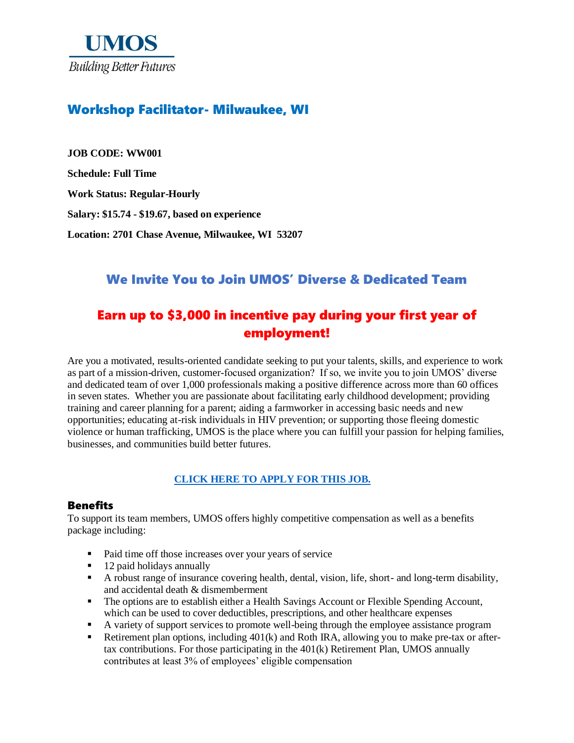**UMOS**

*Building Better Futures*

# Workshop Facilitator- Milwaukee, WI

**JOB CODE: WW001**

**Schedule: Full Time**

**Work Status: Regular-Hourly**

**Salary: $15.74 - $19.67, based on experience**

**Location: 2701 Chase Avenue, Milwaukee, WI 53207**

## We Invite You to Join UMOS' Diverse & Dedicated Team

## Earn up to $3,000 in incentive pay during your first year of employment!

Are you a motivated, results-oriented candidate seeking to put your talents, skills, and experience to work as part of a mission-driven, customer-focused organization? If so, we invite you to join UMOS' diverse and dedicated team of over 1,000 professionals making a positive difference across more than 60 offices in seven states. Whether you are passionate about facilitating early childhood development; providing training and career planning for a parent; aiding a farmworker in accessing basic needs and new opportunities; educating at-risk individuals in HIV prevention; or supporting those fleeing domestic violence or human trafficking, UMOS is the place where you can fulfill your passion for helping families, businesses, and communities build better futures.

**CLICK HERE TO APPLY FOR THIS JOB.**

### Benefits

To support its team members, UMOS offers highly competitive compensation as well as a benefits package including:

- Paid time off those increases over your years of service
- 12 paid holidays annually
- A robust range of insurance covering health, dental, vision, life, short- and long-term disability, and accidental death & dismemberment
- The options are to establish either a Health Savings Account or Flexible Spending Account, which can be used to cover deductibles, prescriptions, and other healthcare expenses
- A variety of support services to promote well-being through the employee assistance program
- Retirement plan options, including 401(k) and Roth IRA, allowing you to make pre-tax or after-tax contributions. For those participating in the 401(k) Retirement Plan, UMOS annually contributes at least 3% of employees' eligible compensation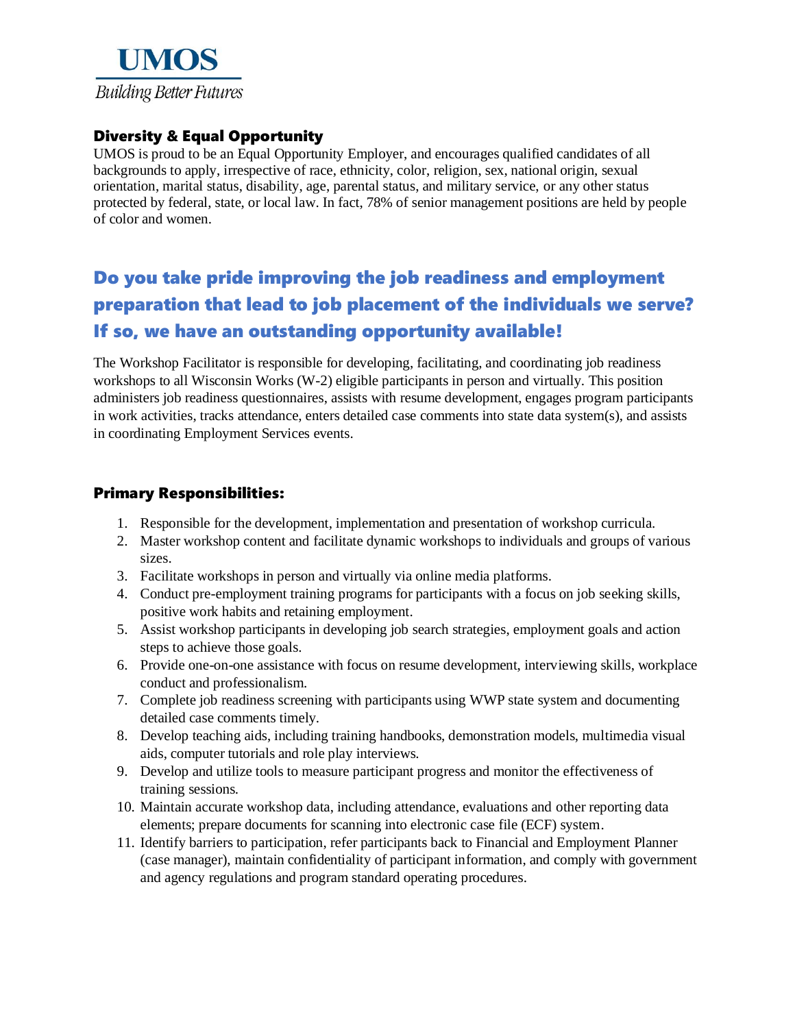**UMOS**

*Building Better Futures*

## Diversity & Equal Opportunity

UMOS is proud to be an Equal Opportunity Employer, and encourages qualified candidates of all backgrounds to apply, irrespective of race, ethnicity, color, religion, sex, national origin, sexual orientation, marital status, disability, age, parental status, and military service, or any other status protected by federal, state, or local law. In fact, 78% of senior management positions are held by people of color and women.

## Do you take pride improving the job readiness and employment preparation that lead to job placement of the individuals we serve? If so, we have an outstanding opportunity available!

The Workshop Facilitator is responsible for developing, facilitating, and coordinating job readiness workshops to all Wisconsin Works (W-2) eligible participants in person and virtually. This position administers job readiness questionnaires, assists with resume development, engages program participants in work activities, tracks attendance, enters detailed case comments into state data system(s), and assists in coordinating Employment Services events.

## Primary Responsibilities:

1. Responsible for the development, implementation and presentation of workshop curricula.
2. Master workshop content and facilitate dynamic workshops to individuals and groups of various sizes.
3. Facilitate workshops in person and virtually via online media platforms.
4. Conduct pre-employment training programs for participants with a focus on job seeking skills, positive work habits and retaining employment.
5. Assist workshop participants in developing job search strategies, employment goals and action steps to achieve those goals.
6. Provide one-on-one assistance with focus on resume development, interviewing skills, workplace conduct and professionalism.
7. Complete job readiness screening with participants using WWP state system and documenting detailed case comments timely.
8. Develop teaching aids, including training handbooks, demonstration models, multimedia visual aids, computer tutorials and role play interviews.
9. Develop and utilize tools to measure participant progress and monitor the effectiveness of training sessions.
10. Maintain accurate workshop data, including attendance, evaluations and other reporting data elements; prepare documents for scanning into electronic case file (ECF) system.
11. Identify barriers to participation, refer participants back to Financial and Employment Planner (case manager), maintain confidentiality of participant information, and comply with government and agency regulations and program standard operating procedures.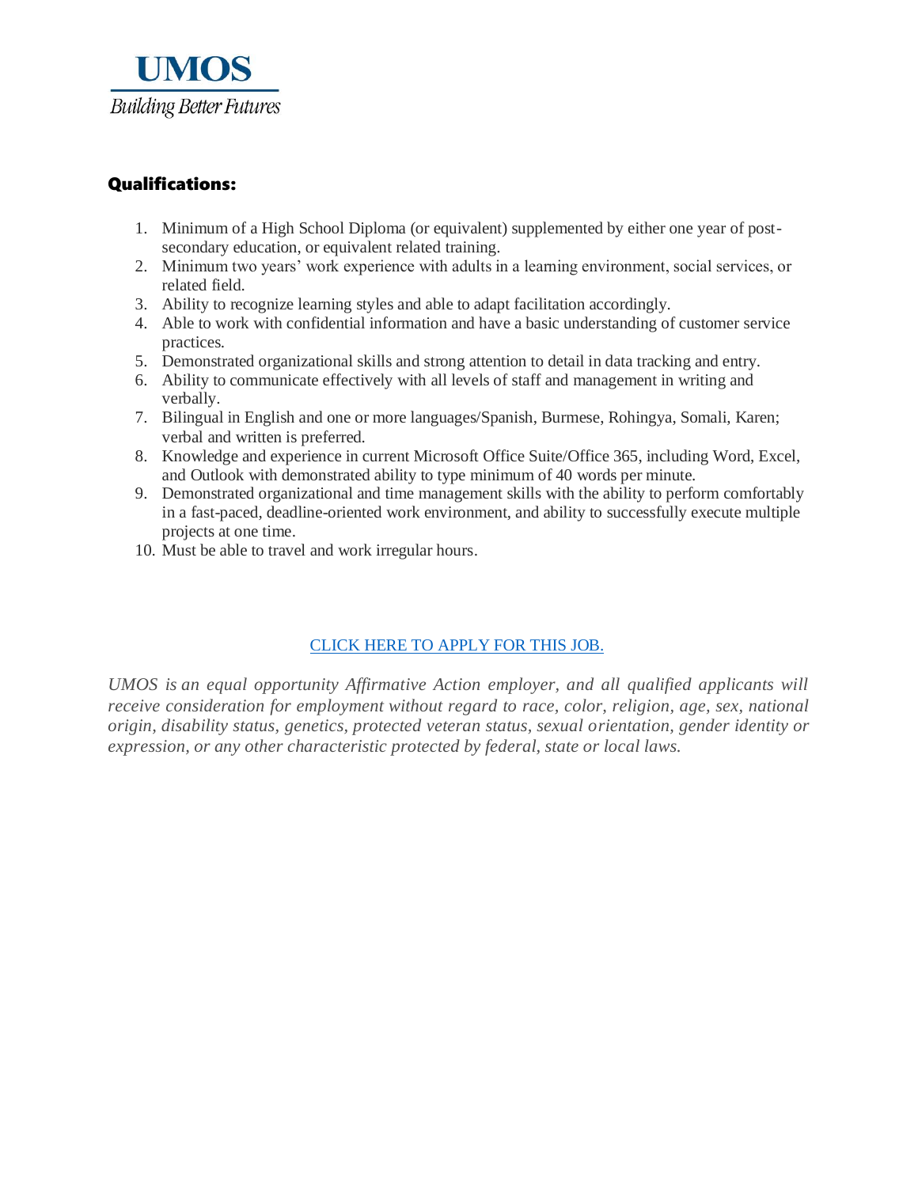UMOS

*Building Better Futures*

## Qualifications:

1. Minimum of a High School Diploma (or equivalent) supplemented by either one year of post-secondary education, or equivalent related training.
2. Minimum two years' work experience with adults in a learning environment, social services, or related field.
3. Ability to recognize learning styles and able to adapt facilitation accordingly.
4. Able to work with confidential information and have a basic understanding of customer service practices.
5. Demonstrated organizational skills and strong attention to detail in data tracking and entry.
6. Ability to communicate effectively with all levels of staff and management in writing and verbally.
7. Bilingual in English and one or more languages/Spanish, Burmese, Rohingya, Somali, Karen; verbal and written is preferred.
8. Knowledge and experience in current Microsoft Office Suite/Office 365, including Word, Excel, and Outlook with demonstrated ability to type minimum of 40 words per minute.
9. Demonstrated organizational and time management skills with the ability to perform comfortably in a fast-paced, deadline-oriented work environment, and ability to successfully execute multiple projects at one time.
10. Must be able to travel and work irregular hours.

CLICK HERE TO APPLY FOR THIS JOB.

*UMOS is an equal opportunity Affirmative Action employer, and all qualified applicants will receive consideration for employment without regard to race, color, religion, age, sex, national origin, disability status, genetics, protected veteran status, sexual orientation, gender identity or expression, or any other characteristic protected by federal, state or local laws.*